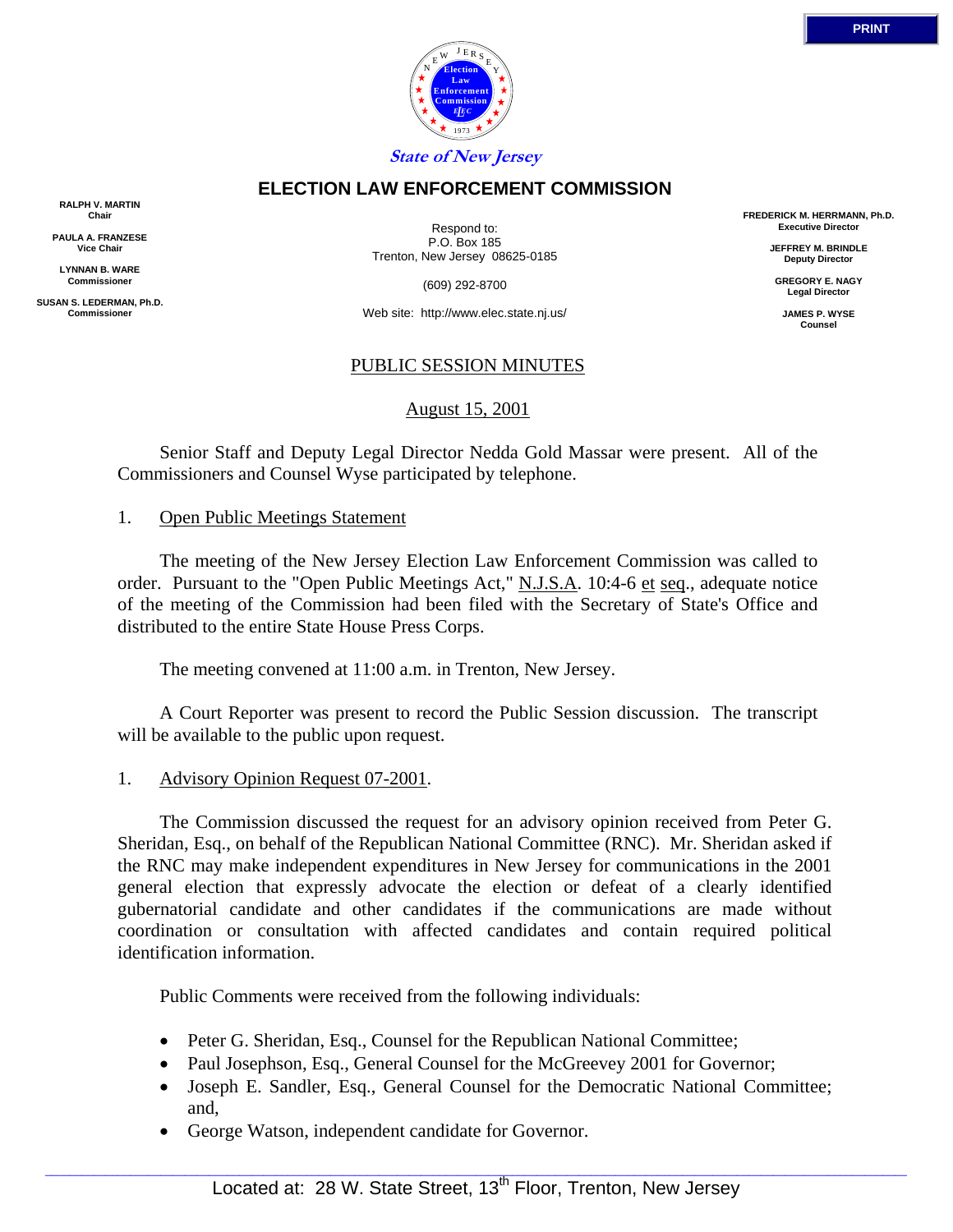PRINT

State of New Jersey

# ELECTION LAW ENFORCEMENT COMMISSION

RALPH V. MARTIN
Chair

PAULA A. FRANZESE
Vice Chair

LYNNAN B. WARE
Commissioner

SUSAN S. LEDERMAN, Ph.D.
Commissioner

Respond to:
P.O. Box 185
Trenton, New Jersey 08625-0185

(609) 292-8700

Web site: http://www.elec.state.nj.us/

FREDERICK M. HERRMANN, Ph.D.
Executive Director

JEFFREY M. BRINDLE
Deputy Director

GREGORY E. NAGY
Legal Director

JAMES P. WYSE
Counsel

## PUBLIC SESSION MINUTES

August 15, 2001

Senior Staff and Deputy Legal Director Nedda Gold Massar were present. All of the Commissioners and Counsel Wyse participated by telephone.

1. Open Public Meetings Statement

The meeting of the New Jersey Election Law Enforcement Commission was called to order. Pursuant to the "Open Public Meetings Act," N.J.S.A. 10:4-6 et seq., adequate notice of the meeting of the Commission had been filed with the Secretary of State's Office and distributed to the entire State House Press Corps.

The meeting convened at 11:00 a.m. in Trenton, New Jersey.

A Court Reporter was present to record the Public Session discussion. The transcript will be available to the public upon request.

1. Advisory Opinion Request 07-2001.

The Commission discussed the request for an advisory opinion received from Peter G. Sheridan, Esq., on behalf of the Republican National Committee (RNC). Mr. Sheridan asked if the RNC may make independent expenditures in New Jersey for communications in the 2001 general election that expressly advocate the election or defeat of a clearly identified gubernatorial candidate and other candidates if the communications are made without coordination or consultation with affected candidates and contain required political identification information.

Public Comments were received from the following individuals:

- Peter G. Sheridan, Esq., Counsel for the Republican National Committee;
- Paul Josephson, Esq., General Counsel for the McGreevey 2001 for Governor;
- Joseph E. Sandler, Esq., General Counsel for the Democratic National Committee; and,
- George Watson, independent candidate for Governor.

Located at: 28 W. State Street, 13th Floor, Trenton, New Jersey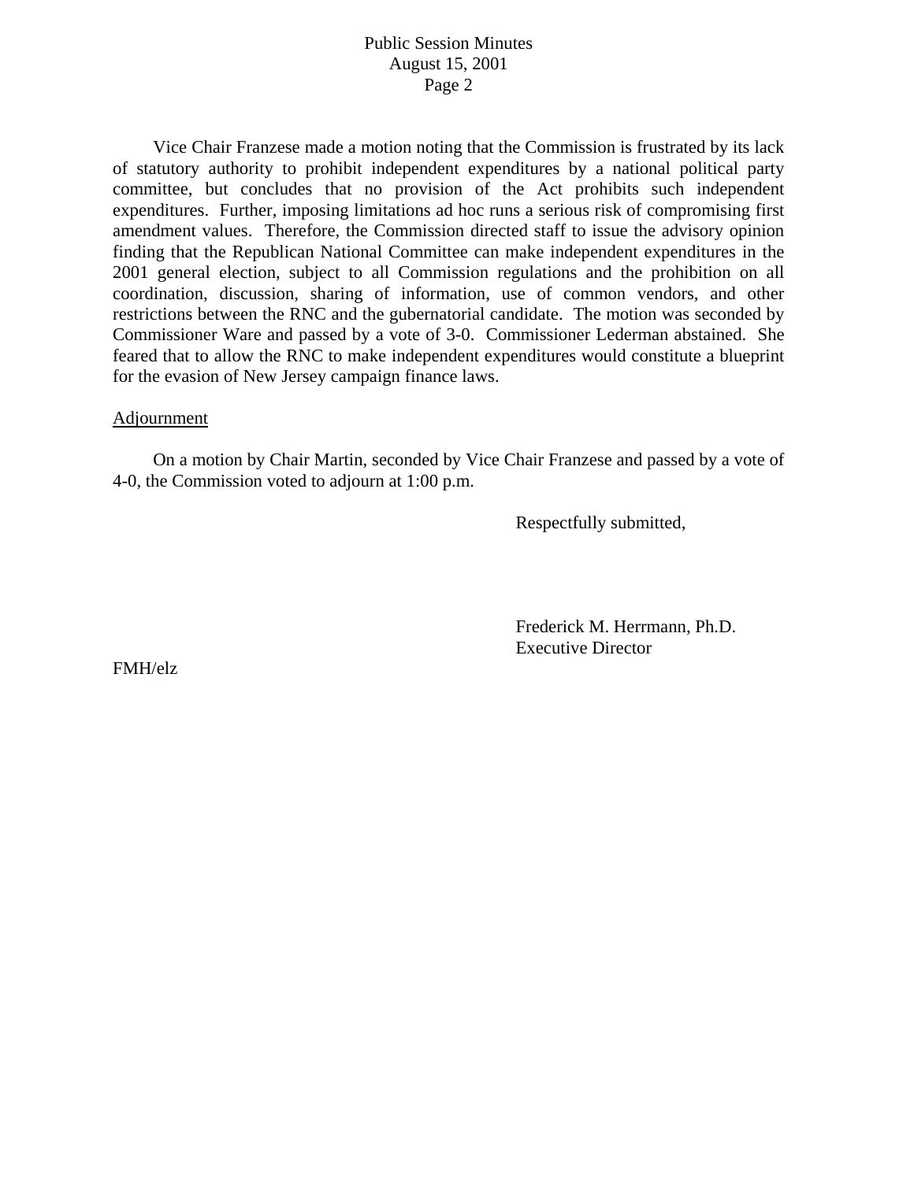Vice Chair Franzese made a motion noting that the Commission is frustrated by its lack of statutory authority to prohibit independent expenditures by a national political party committee, but concludes that no provision of the Act prohibits such independent expenditures. Further, imposing limitations ad hoc runs a serious risk of compromising first amendment values. Therefore, the Commission directed staff to issue the advisory opinion finding that the Republican National Committee can make independent expenditures in the 2001 general election, subject to all Commission regulations and the prohibition on all coordination, discussion, sharing of information, use of common vendors, and other restrictions between the RNC and the gubernatorial candidate. The motion was seconded by Commissioner Ware and passed by a vote of 3-0. Commissioner Lederman abstained. She feared that to allow the RNC to make independent expenditures would constitute a blueprint for the evasion of New Jersey campaign finance laws.

Adjournment

On a motion by Chair Martin, seconded by Vice Chair Franzese and passed by a vote of 4-0, the Commission voted to adjourn at 1:00 p.m.

Respectfully submitted,

Frederick M. Herrmann, Ph.D.
Executive Director

FMH/elz